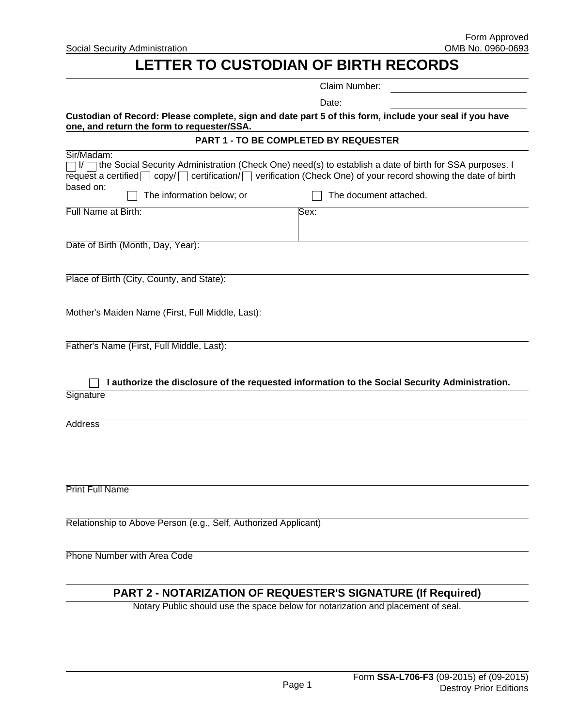Social Security Administration

Form Approved
OMB No. 0960-0693

# LETTER TO CUSTODIAN OF BIRTH RECORDS

Claim Number: ______________________

Date: ______________________

**Custodian of Record: Please complete, sign and date part 5 of this form, include your seal if you have one, and return the form to requester/SSA.**

## PART 1 - TO BE COMPLETED BY REQUESTER

Sir/Madam:

☐ I/ ☐ the Social Security Administration (Check One) need(s) to establish a date of birth for SSA purposes. I request a certified ☐ copy/ ☐ certification/ ☐ verification (Check One) of your record showing the date of birth based on:

☐ The information below; or ☐ The document attached.

| Full Name at Birth: | Sex: |
|---|---|
| | |

Date of Birth (Month, Day, Year):

Place of Birth (City, County, and State):

Mother's Maiden Name (First, Full Middle, Last):

Father's Name (First, Full Middle, Last):

☐ **I authorize the disclosure of the requested information to the Social Security Administration.**

Signature

Address

Print Full Name

Relationship to Above Person (e.g., Self, Authorized Applicant)

Phone Number with Area Code

## PART 2 - NOTARIZATION OF REQUESTER'S SIGNATURE (If Required)

Notary Public should use the space below for notarization and placement of seal.

Form **SSA-L706-F3** (09-2015) ef (09-2015)
Destroy Prior Editions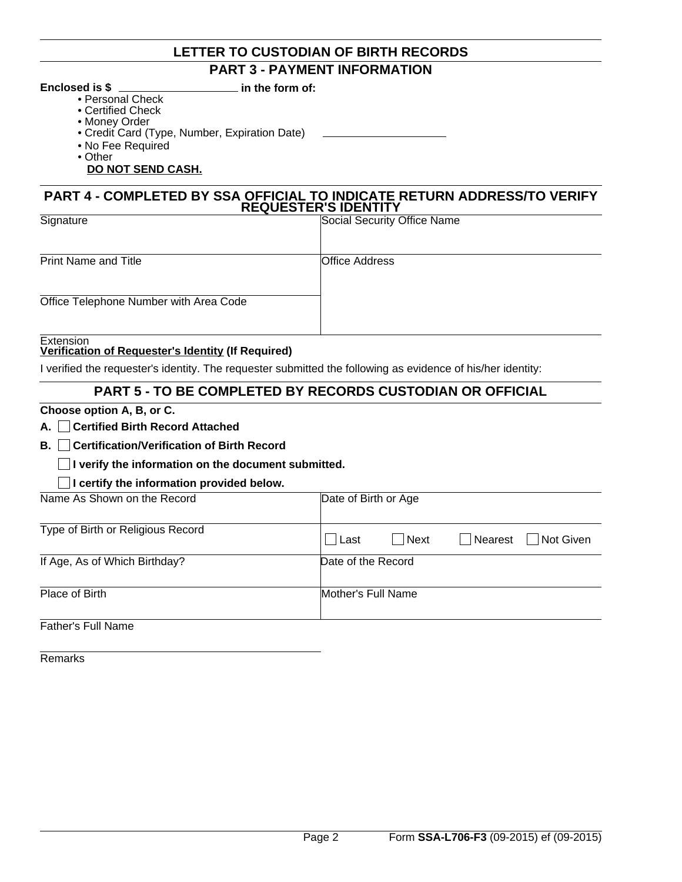## LETTER TO CUSTODIAN OF BIRTH RECORDS

## PART 3 - PAYMENT INFORMATION

**Enclosed is $** ____________________ **in the form of:**

- Personal Check
- Certified Check
- Money Order
- Credit Card (Type, Number, Expiration Date) ____________________
- No Fee Required
- Other

**DO NOT SEND CASH.**

## PART 4 - COMPLETED BY SSA OFFICIAL TO INDICATE RETURN ADDRESS/TO VERIFY REQUESTER'S IDENTITY

| Signature | Social Security Office Name |
|---|---|
| Print Name and Title | Office Address |
| Office Telephone Number with Area Code | |
| Extension | |

**Verification of Requester's Identity (If Required)**

I verified the requester's identity. The requester submitted the following as evidence of his/her identity:

## PART 5 - TO BE COMPLETED BY RECORDS CUSTODIAN OR OFFICIAL

**Choose option A, B, or C.**

**A.** ☐ **Certified Birth Record Attached**

**B.** ☐ **Certification/Verification of Birth Record**

☐ **I verify the information on the document submitted.**

☐ **I certify the information provided below.**

| Name As Shown on the Record | Date of Birth or Age |
|---|---|
| Type of Birth or Religious Record | ☐ Last ☐ Next ☐ Nearest ☐ Not Given |
| If Age, As of Which Birthday? | Date of the Record |
| Place of Birth | Mother's Full Name |
| Father's Full Name | |

Remarks

Form **SSA-L706-F3** (09-2015) ef (09-2015)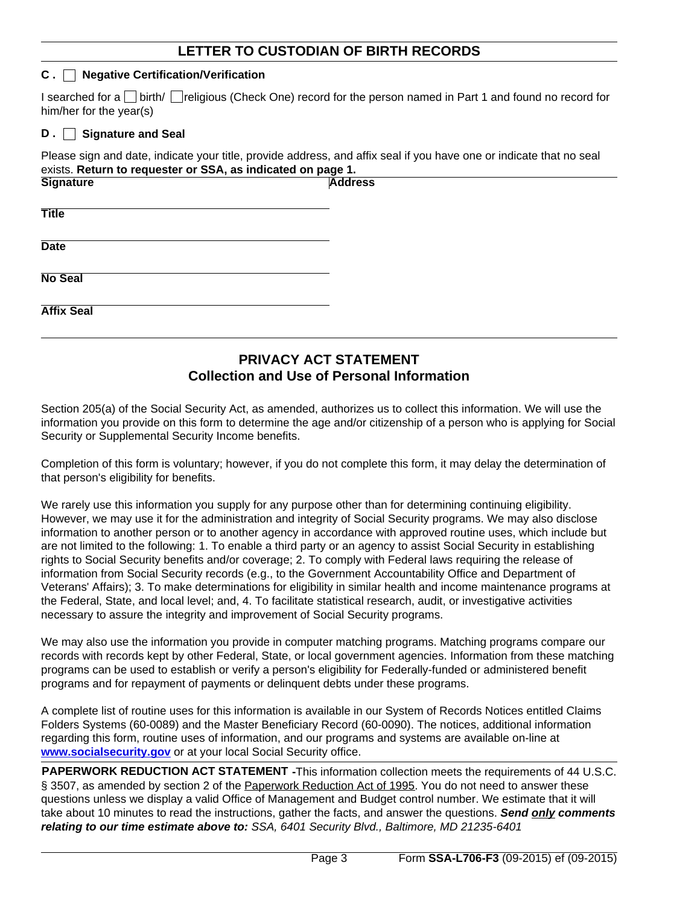## LETTER TO CUSTODIAN OF BIRTH RECORDS

**C . ☐ Negative Certification/Verification**

I searched for a ☐ birth/ ☐ religious (Check One) record for the person named in Part 1 and found no record for him/her for the year(s)

**D . ☐ Signature and Seal**

Please sign and date, indicate your title, provide address, and affix seal if you have one or indicate that no seal exists. **Return to requester or SSA, as indicated on page 1.**

| | |
|---|---|
| **Signature** | **Address** |
| **Title** | |
| **Date** | |
| **No Seal** | |
| **Affix Seal** | |

## PRIVACY ACT STATEMENT
### Collection and Use of Personal Information

Section 205(a) of the Social Security Act, as amended, authorizes us to collect this information. We will use the information you provide on this form to determine the age and/or citizenship of a person who is applying for Social Security or Supplemental Security Income benefits.

Completion of this form is voluntary; however, if you do not complete this form, it may delay the determination of that person's eligibility for benefits.

We rarely use this information you supply for any purpose other than for determining continuing eligibility. However, we may use it for the administration and integrity of Social Security programs. We may also disclose information to another person or to another agency in accordance with approved routine uses, which include but are not limited to the following: 1. To enable a third party or an agency to assist Social Security in establishing rights to Social Security benefits and/or coverage; 2. To comply with Federal laws requiring the release of information from Social Security records (e.g., to the Government Accountability Office and Department of Veterans' Affairs); 3. To make determinations for eligibility in similar health and income maintenance programs at the Federal, State, and local level; and, 4. To facilitate statistical research, audit, or investigative activities necessary to assure the integrity and improvement of Social Security programs.

We may also use the information you provide in computer matching programs. Matching programs compare our records with records kept by other Federal, State, or local government agencies. Information from these matching programs can be used to establish or verify a person's eligibility for Federally-funded or administered benefit programs and for repayment of payments or delinquent debts under these programs.

A complete list of routine uses for this information is available in our System of Records Notices entitled Claims Folders Systems (60-0089) and the Master Beneficiary Record (60-0090). The notices, additional information regarding this form, routine uses of information, and our programs and systems are available on-line at **www.socialsecurity.gov** or at your local Social Security office.

**PAPERWORK REDUCTION ACT STATEMENT -**This information collection meets the requirements of 44 U.S.C. § 3507, as amended by section 2 of the Paperwork Reduction Act of 1995. You do not need to answer these questions unless we display a valid Office of Management and Budget control number. We estimate that it will take about 10 minutes to read the instructions, gather the facts, and answer the questions. ***Send only comments relating to our time estimate above to:*** *SSA, 6401 Security Blvd., Baltimore, MD 21235-6401*

Form **SSA-L706-F3** (09-2015) ef (09-2015)